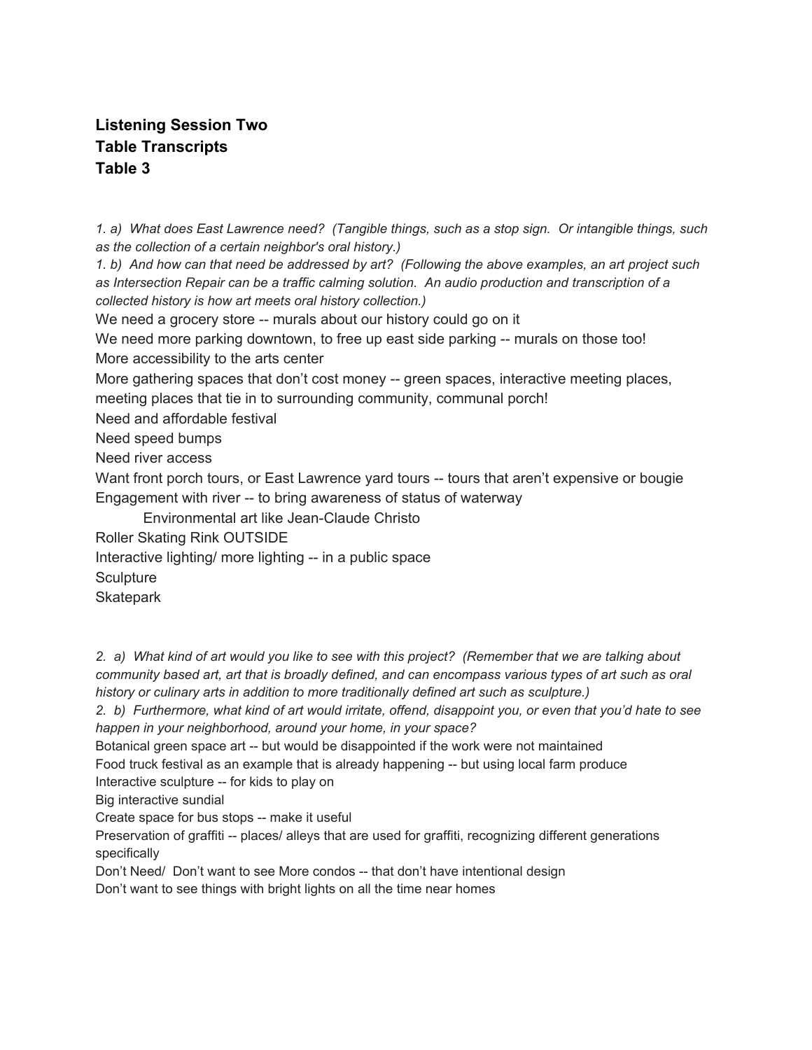**Listening Session Two**
**Table Transcripts**
**Table 3**

*1. a) What does East Lawrence need? (Tangible things, such as a stop sign. Or intangible things, such as the collection of a certain neighbor's oral history.)*
*1. b) And how can that need be addressed by art? (Following the above examples, an art project such as Intersection Repair can be a traffic calming solution. An audio production and transcription of a collected history is how art meets oral history collection.)*

We need a grocery store -- murals about our history could go on it
We need more parking downtown, to free up east side parking -- murals on those too!
More accessibility to the arts center
More gathering spaces that don't cost money -- green spaces, interactive meeting places, meeting places that tie in to surrounding community, communal porch!
Need and affordable festival
Need speed bumps
Need river access
Want front porch tours, or East Lawrence yard tours -- tours that aren't expensive or bougie
Engagement with river -- to bring awareness of status of waterway
    Environmental art like Jean-Claude Christo
Roller Skating Rink OUTSIDE
Interactive lighting/ more lighting -- in a public space
Sculpture
Skatepark

*2. a) What kind of art would you like to see with this project? (Remember that we are talking about community based art, art that is broadly defined, and can encompass various types of art such as oral history or culinary arts in addition to more traditionally defined art such as sculpture.)*
*2. b) Furthermore, what kind of art would irritate, offend, disappoint you, or even that you'd hate to see happen in your neighborhood, around your home, in your space?*

Botanical green space art -- but would be disappointed if the work were not maintained
Food truck festival as an example that is already happening -- but using local farm produce
Interactive sculpture -- for kids to play on
Big interactive sundial
Create space for bus stops -- make it useful
Preservation of graffiti -- places/ alleys that are used for graffiti, recognizing different generations specifically
Don't Need/ Don't want to see More condos -- that don't have intentional design
Don't want to see things with bright lights on all the time near homes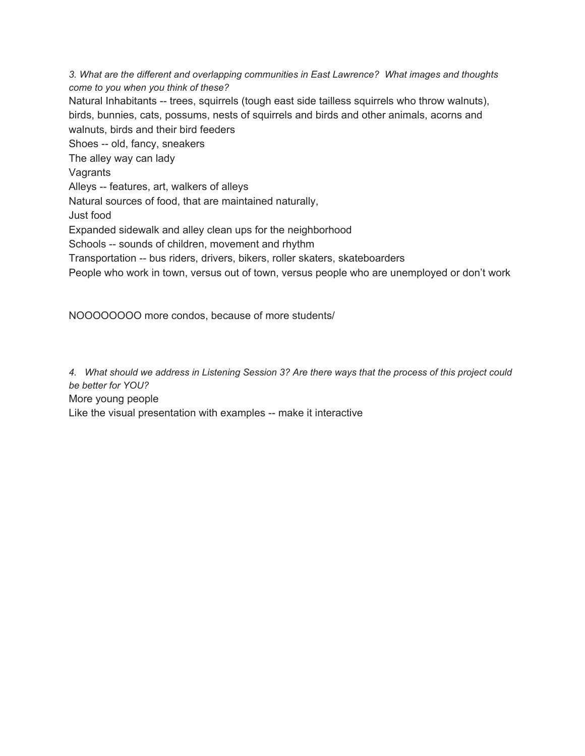*3. What are the different and overlapping communities in East Lawrence? What images and thoughts come to you when you think of these?*

Natural Inhabitants -- trees, squirrels (tough east side tailless squirrels who throw walnuts), birds, bunnies, cats, possums, nests of squirrels and birds and other animals, acorns and walnuts, birds and their bird feeders

Shoes -- old, fancy, sneakers

The alley way can lady

Vagrants

Alleys -- features, art, walkers of alleys

Natural sources of food, that are maintained naturally,

Just food

Expanded sidewalk and alley clean ups for the neighborhood

Schools -- sounds of children, movement and rhythm

Transportation -- bus riders, drivers, bikers, roller skaters, skateboarders

People who work in town, versus out of town, versus people who are unemployed or don't work

NOOOOOOOO more condos, because of more students/

*4. What should we address in Listening Session 3? Are there ways that the process of this project could be better for YOU?*

More young people

Like the visual presentation with examples -- make it interactive